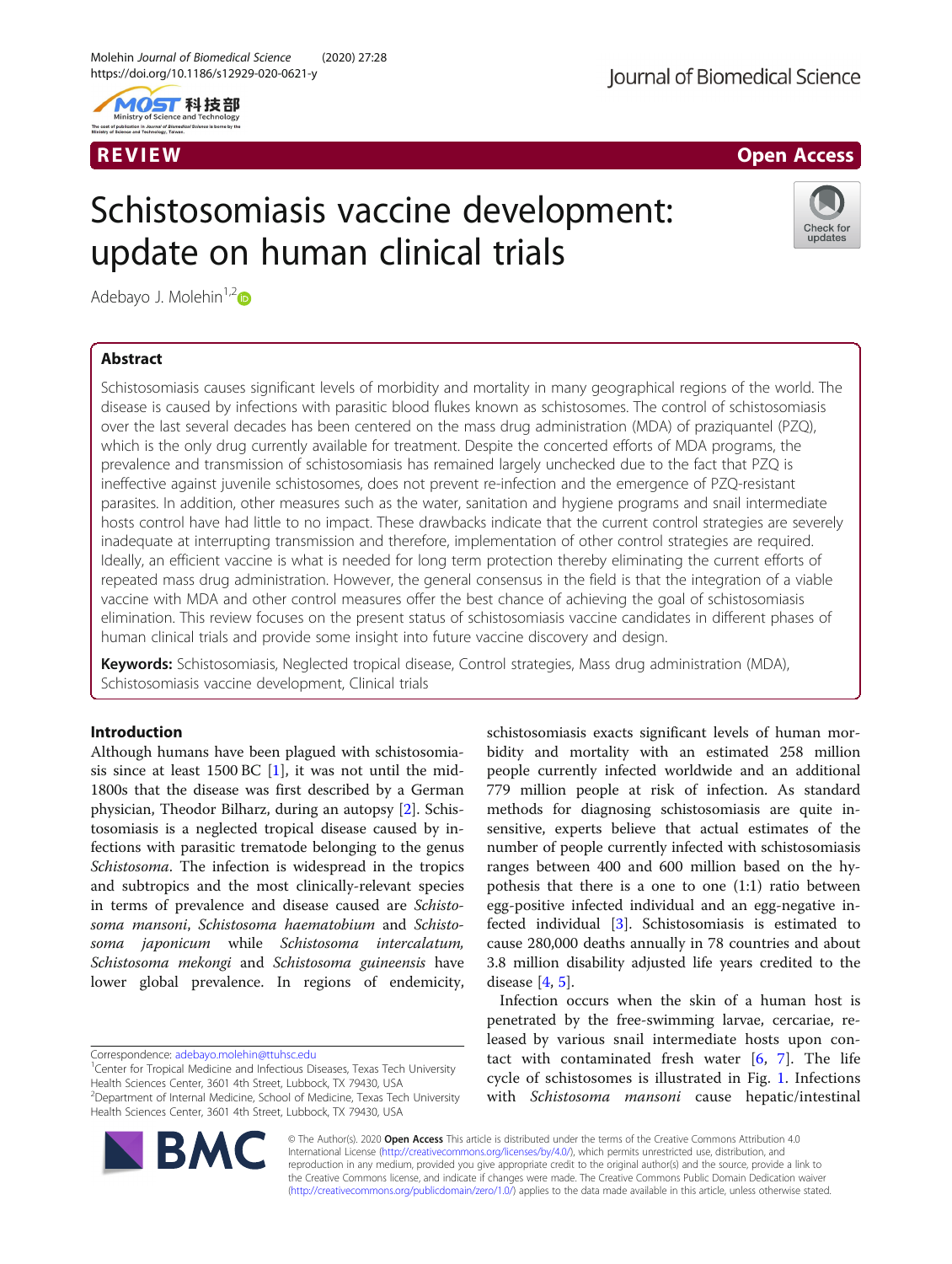REVIEW

Open Access

# Schistosomiasis vaccine development: update on human clinical trials

Adebayo J. Molehin[1,2]

## Abstract

Schistosomiasis causes significant levels of morbidity and mortality in many geographical regions of the world. The disease is caused by infections with parasitic blood flukes known as schistosomes. The control of schistosomiasis over the last several decades has been centered on the mass drug administration (MDA) of praziquantel (PZQ), which is the only drug currently available for treatment. Despite the concerted efforts of MDA programs, the prevalence and transmission of schistosomiasis has remained largely unchecked due to the fact that PZQ is ineffective against juvenile schistosomes, does not prevent re-infection and the emergence of PZQ-resistant parasites. In addition, other measures such as the water, sanitation and hygiene programs and snail intermediate hosts control have had little to no impact. These drawbacks indicate that the current control strategies are severely inadequate at interrupting transmission and therefore, implementation of other control strategies are required. Ideally, an efficient vaccine is what is needed for long term protection thereby eliminating the current efforts of repeated mass drug administration. However, the general consensus in the field is that the integration of a viable vaccine with MDA and other control measures offer the best chance of achieving the goal of schistosomiasis elimination. This review focuses on the present status of schistosomiasis vaccine candidates in different phases of human clinical trials and provide some insight into future vaccine discovery and design.

**Keywords:** Schistosomiasis, Neglected tropical disease, Control strategies, Mass drug administration (MDA), Schistosomiasis vaccine development, Clinical trials

## Introduction

Although humans have been plagued with schistosomiasis since at least 1500 BC [1], it was not until the mid-1800s that the disease was first described by a German physician, Theodor Bilharz, during an autopsy [2]. Schistosomiasis is a neglected tropical disease caused by infections with parasitic trematode belonging to the genus *Schistosoma*. The infection is widespread in the tropics and subtropics and the most clinically-relevant species in terms of prevalence and disease caused are *Schistosoma mansoni*, *Schistosoma haematobium* and *Schistosoma japonicum* while *Schistosoma intercalatum, Schistosoma mekongi* and *Schistosoma guineensis* have lower global prevalence. In regions of endemicity, schistosomiasis exacts significant levels of human morbidity and mortality with an estimated 258 million people currently infected worldwide and an additional 779 million people at risk of infection. As standard methods for diagnosing schistosomiasis are quite insensitive, experts believe that actual estimates of the number of people currently infected with schistosomiasis ranges between 400 and 600 million based on the hypothesis that there is a one to one (1:1) ratio between egg-positive infected individual and an egg-negative infected individual [3]. Schistosomiasis is estimated to cause 280,000 deaths annually in 78 countries and about 3.8 million disability adjusted life years credited to the disease [4, 5].

Infection occurs when the skin of a human host is penetrated by the free-swimming larvae, cercariae, released by various snail intermediate hosts upon contact with contaminated fresh water [6, 7]. The life cycle of schistosomes is illustrated in Fig. 1. Infections with *Schistosoma mansoni* cause hepatic/intestinal

Correspondence: adebayo.molehin@ttuhsc.edu
[1]Center for Tropical Medicine and Infectious Diseases, Texas Tech University Health Sciences Center, 3601 4th Street, Lubbock, TX 79430, USA
[2]Department of Internal Medicine, School of Medicine, Texas Tech University Health Sciences Center, 3601 4th Street, Lubbock, TX 79430, USA

© The Author(s). 2020 **Open Access** This article is distributed under the terms of the Creative Commons Attribution 4.0 International License (http://creativecommons.org/licenses/by/4.0/), which permits unrestricted use, distribution, and reproduction in any medium, provided you give appropriate credit to the original author(s) and the source, provide a link to the Creative Commons license, and indicate if changes were made. The Creative Commons Public Domain Dedication waiver (http://creativecommons.org/publicdomain/zero/1.0/) applies to the data made available in this article, unless otherwise stated.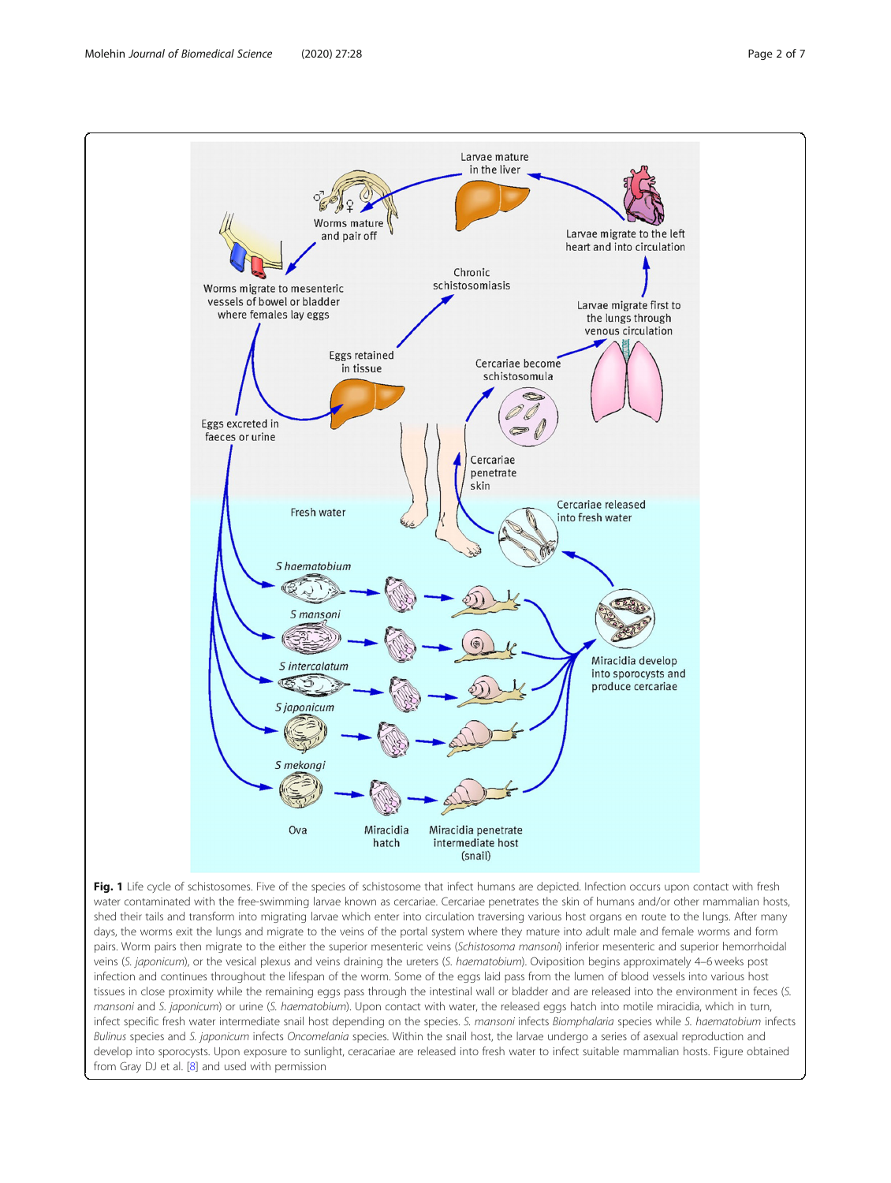**Fig. 1** Life cycle of schistosomes. Five of the species of schistosome that infect humans are depicted. Infection occurs upon contact with fresh water contaminated with the free-swimming larvae known as cercariae. Cercariae penetrates the skin of humans and/or other mammalian hosts, shed their tails and transform into migrating larvae which enter into circulation traversing various host organs en route to the lungs. After many days, the worms exit the lungs and migrate to the veins of the portal system where they mature into adult male and female worms and form pairs. Worm pairs then migrate to the either the superior mesenteric veins (*Schistosoma mansoni*) inferior mesenteric and superior hemorrhoidal veins (*S. japonicum*), or the vesical plexus and veins draining the ureters (*S. haematobium*). Oviposition begins approximately 4–6 weeks post infection and continues throughout the lifespan of the worm. Some of the eggs laid pass from the lumen of blood vessels into various host tissues in close proximity while the remaining eggs pass through the intestinal wall or bladder and are released into the environment in feces (*S. mansoni* and *S. japonicum*) or urine (*S. haematobium*). Upon contact with water, the released eggs hatch into motile miracidia, which in turn, infect specific fresh water intermediate snail host depending on the species. *S. mansoni* infects *Biomphalaria* species while *S. haematobium* infects *Bulinus* species and *S. japonicum* infects *Oncomelania* species. Within the snail host, the larvae undergo a series of asexual reproduction and develop into sporocysts. Upon exposure to sunlight, ceracariae are released into fresh water to infect suitable mammalian hosts. Figure obtained from Gray DJ et al. [8] and used with permission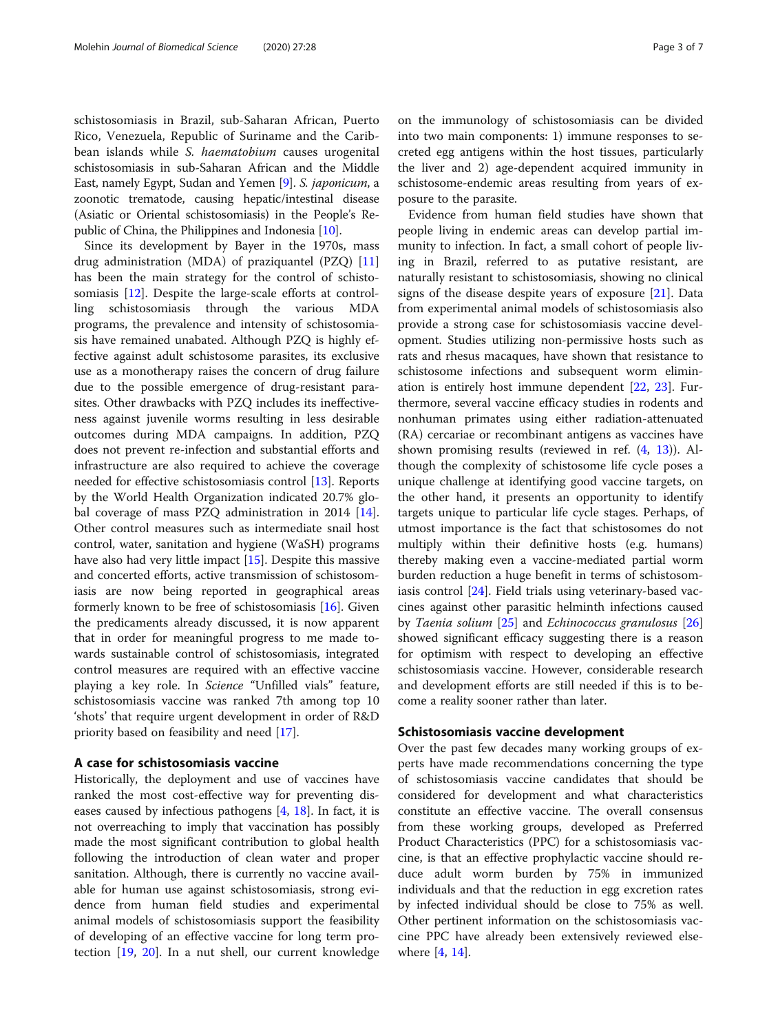schistosomiasis in Brazil, sub-Saharan African, Puerto Rico, Venezuela, Republic of Suriname and the Caribbean islands while *S. haematobium* causes urogenital schistosomiasis in sub-Saharan African and the Middle East, namely Egypt, Sudan and Yemen [9]. *S. japonicum*, a zoonotic trematode, causing hepatic/intestinal disease (Asiatic or Oriental schistosomiasis) in the People's Republic of China, the Philippines and Indonesia [10].

Since its development by Bayer in the 1970s, mass drug administration (MDA) of praziquantel (PZQ) [11] has been the main strategy for the control of schistosomiasis [12]. Despite the large-scale efforts at controlling schistosomiasis through the various MDA programs, the prevalence and intensity of schistosomiasis have remained unabated. Although PZQ is highly effective against adult schistosome parasites, its exclusive use as a monotherapy raises the concern of drug failure due to the possible emergence of drug-resistant parasites. Other drawbacks with PZQ includes its ineffectiveness against juvenile worms resulting in less desirable outcomes during MDA campaigns. In addition, PZQ does not prevent re-infection and substantial efforts and infrastructure are also required to achieve the coverage needed for effective schistosomiasis control [13]. Reports by the World Health Organization indicated 20.7% global coverage of mass PZQ administration in 2014 [14]. Other control measures such as intermediate snail host control, water, sanitation and hygiene (WaSH) programs have also had very little impact [15]. Despite this massive and concerted efforts, active transmission of schistosomiasis are now being reported in geographical areas formerly known to be free of schistosomiasis [16]. Given the predicaments already discussed, it is now apparent that in order for meaningful progress to me made towards sustainable control of schistosomiasis, integrated control measures are required with an effective vaccine playing a key role. In *Science* "Unfilled vials" feature, schistosomiasis vaccine was ranked 7th among top 10 'shots' that require urgent development in order of R&D priority based on feasibility and need [17].

## A case for schistosomiasis vaccine

Historically, the deployment and use of vaccines have ranked the most cost-effective way for preventing diseases caused by infectious pathogens [4, 18]. In fact, it is not overreaching to imply that vaccination has possibly made the most significant contribution to global health following the introduction of clean water and proper sanitation. Although, there is currently no vaccine available for human use against schistosomiasis, strong evidence from human field studies and experimental animal models of schistosomiasis support the feasibility of developing of an effective vaccine for long term protection [19, 20]. In a nut shell, our current knowledge on the immunology of schistosomiasis can be divided into two main components: 1) immune responses to secreted egg antigens within the host tissues, particularly the liver and 2) age-dependent acquired immunity in schistosome-endemic areas resulting from years of exposure to the parasite.

Evidence from human field studies have shown that people living in endemic areas can develop partial immunity to infection. In fact, a small cohort of people living in Brazil, referred to as putative resistant, are naturally resistant to schistosomiasis, showing no clinical signs of the disease despite years of exposure [21]. Data from experimental animal models of schistosomiasis also provide a strong case for schistosomiasis vaccine development. Studies utilizing non-permissive hosts such as rats and rhesus macaques, have shown that resistance to schistosome infections and subsequent worm elimination is entirely host immune dependent [22, 23]. Furthermore, several vaccine efficacy studies in rodents and nonhuman primates using either radiation-attenuated (RA) cercariae or recombinant antigens as vaccines have shown promising results (reviewed in ref. (4, 13)). Although the complexity of schistosome life cycle poses a unique challenge at identifying good vaccine targets, on the other hand, it presents an opportunity to identify targets unique to particular life cycle stages. Perhaps, of utmost importance is the fact that schistosomes do not multiply within their definitive hosts (e.g. humans) thereby making even a vaccine-mediated partial worm burden reduction a huge benefit in terms of schistosomiasis control [24]. Field trials using veterinary-based vaccines against other parasitic helminth infections caused by *Taenia solium* [25] and *Echinococcus granulosus* [26] showed significant efficacy suggesting there is a reason for optimism with respect to developing an effective schistosomiasis vaccine. However, considerable research and development efforts are still needed if this is to become a reality sooner rather than later.

## Schistosomiasis vaccine development

Over the past few decades many working groups of experts have made recommendations concerning the type of schistosomiasis vaccine candidates that should be considered for development and what characteristics constitute an effective vaccine. The overall consensus from these working groups, developed as Preferred Product Characteristics (PPC) for a schistosomiasis vaccine, is that an effective prophylactic vaccine should reduce adult worm burden by 75% in immunized individuals and that the reduction in egg excretion rates by infected individual should be close to 75% as well. Other pertinent information on the schistosomiasis vaccine PPC have already been extensively reviewed elsewhere [4, 14].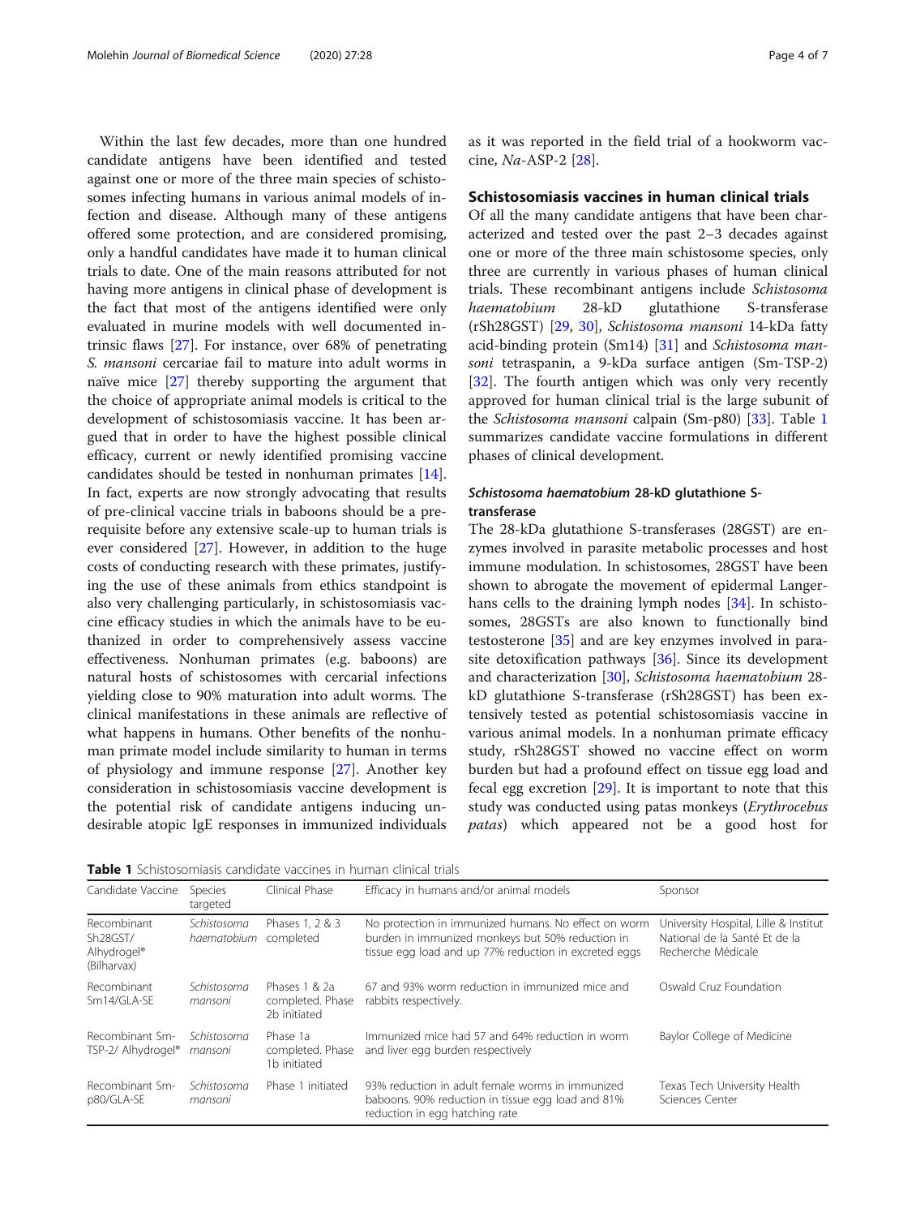Within the last few decades, more than one hundred candidate antigens have been identified and tested against one or more of the three main species of schistosomes infecting humans in various animal models of infection and disease. Although many of these antigens offered some protection, and are considered promising, only a handful candidates have made it to human clinical trials to date. One of the main reasons attributed for not having more antigens in clinical phase of development is the fact that most of the antigens identified were only evaluated in murine models with well documented intrinsic flaws [27]. For instance, over 68% of penetrating *S. mansoni* cercariae fail to mature into adult worms in naïve mice [27] thereby supporting the argument that the choice of appropriate animal models is critical to the development of schistosomiasis vaccine. It has been argued that in order to have the highest possible clinical efficacy, current or newly identified promising vaccine candidates should be tested in nonhuman primates [14]. In fact, experts are now strongly advocating that results of pre-clinical vaccine trials in baboons should be a prerequisite before any extensive scale-up to human trials is ever considered [27]. However, in addition to the huge costs of conducting research with these primates, justifying the use of these animals from ethics standpoint is also very challenging particularly, in schistosomiasis vaccine efficacy studies in which the animals have to be euthanized in order to comprehensively assess vaccine effectiveness. Nonhuman primates (e.g. baboons) are natural hosts of schistosomes with cercarial infections yielding close to 90% maturation into adult worms. The clinical manifestations in these animals are reflective of what happens in humans. Other benefits of the nonhuman primate model include similarity to human in terms of physiology and immune response [27]. Another key consideration in schistosomiasis vaccine development is the potential risk of candidate antigens inducing undesirable atopic IgE responses in immunized individuals as it was reported in the field trial of a hookworm vaccine, *Na*-ASP-2 [28].

## Schistosomiasis vaccines in human clinical trials

Of all the many candidate antigens that have been characterized and tested over the past 2–3 decades against one or more of the three main schistosome species, only three are currently in various phases of human clinical trials. These recombinant antigens include *Schistosoma haematobium* 28-kD glutathione S-transferase (rSh28GST) [29, 30], *Schistosoma mansoni* 14-kDa fatty acid-binding protein (Sm14) [31] and *Schistosoma mansoni* tetraspanin, a 9-kDa surface antigen (Sm-TSP-2) [32]. The fourth antigen which was only very recently approved for human clinical trial is the large subunit of the *Schistosoma mansoni* calpain (Sm-p80) [33]. Table 1 summarizes candidate vaccine formulations in different phases of clinical development.

### *Schistosoma haematobium* 28-kD glutathione S-transferase

The 28-kDa glutathione S-transferases (28GST) are enzymes involved in parasite metabolic processes and host immune modulation. In schistosomes, 28GST have been shown to abrogate the movement of epidermal Langerhans cells to the draining lymph nodes [34]. In schistosomes, 28GSTs are also known to functionally bind testosterone [35] and are key enzymes involved in parasite detoxification pathways [36]. Since its development and characterization [30], *Schistosoma haematobium* 28-kD glutathione S-transferase (rSh28GST) has been extensively tested as potential schistosomiasis vaccine in various animal models. In a nonhuman primate efficacy study, rSh28GST showed no vaccine effect on worm burden but had a profound effect on tissue egg load and fecal egg excretion [29]. It is important to note that this study was conducted using patas monkeys (*Erythrocebus patas*) which appeared not be a good host for

**Table 1** Schistosomiasis candidate vaccines in human clinical trials

| Candidate Vaccine | Species targeted | Clinical Phase | Efficacy in humans and/or animal models | Sponsor |
|---|---|---|---|---|
| Recombinant Sh28GST/ Alhydrogel® (Bilharvax) | *Schistosoma haematobium* | Phases 1, 2 & 3 completed | No protection in immunized humans. No effect on worm burden in immunized monkeys but 50% reduction in tissue egg load and up 77% reduction in excreted eggs | University Hospital, Lille & Institut National de la Santé Et de la Recherche Médicale |
| Recombinant Sm14/GLA-SE | *Schistosoma mansoni* | Phases 1 & 2a completed. Phase 2b initiated | 67 and 93% worm reduction in immunized mice and rabbits respectively. | Oswald Cruz Foundation |
| Recombinant Sm-TSP-2/ Alhydrogel® | *Schistosoma mansoni* | Phase 1a completed. Phase 1b initiated | Immunized mice had 57 and 64% reduction in worm and liver egg burden respectively | Baylor College of Medicine |
| Recombinant Sm-p80/GLA-SE | *Schistosoma mansoni* | Phase 1 initiated | 93% reduction in adult female worms in immunized baboons. 90% reduction in tissue egg load and 81% reduction in egg hatching rate | Texas Tech University Health Sciences Center |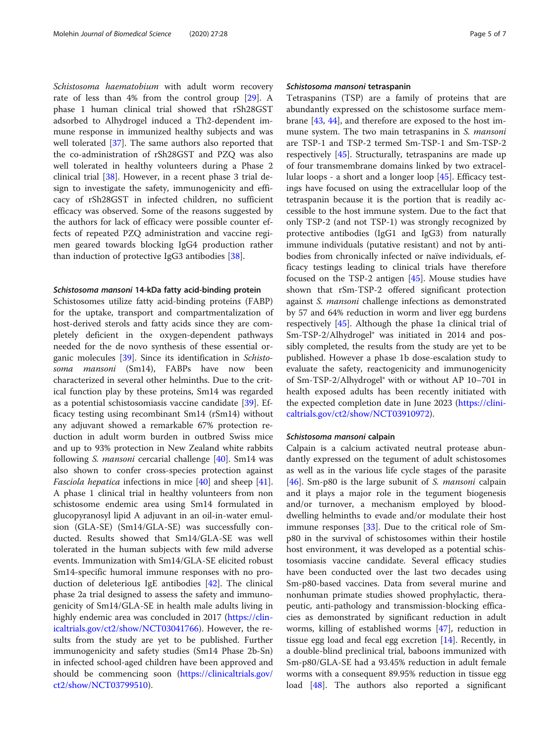*Schistosoma haematobium* with adult worm recovery rate of less than 4% from the control group [29]. A phase 1 human clinical trial showed that rSh28GST adsorbed to Alhydrogel induced a Th2-dependent immune response in immunized healthy subjects and was well tolerated [37]. The same authors also reported that the co-administration of rSh28GST and PZQ was also well tolerated in healthy volunteers during a Phase 2 clinical trial [38]. However, in a recent phase 3 trial design to investigate the safety, immunogenicity and efficacy of rSh28GST in infected children, no sufficient efficacy was observed. Some of the reasons suggested by the authors for lack of efficacy were possible counter effects of repeated PZQ administration and vaccine regimen geared towards blocking IgG4 production rather than induction of protective IgG3 antibodies [38].

#### *Schistosoma mansoni* 14-kDa fatty acid-binding protein

Schistosomes utilize fatty acid-binding proteins (FABP) for the uptake, transport and compartmentalization of host-derived sterols and fatty acids since they are completely deficient in the oxygen-dependent pathways needed for the de novo synthesis of these essential organic molecules [39]. Since its identification in *Schistosoma mansoni* (Sm14), FABPs have now been characterized in several other helminths. Due to the critical function play by these proteins, Sm14 was regarded as a potential schistosomiasis vaccine candidate [39]. Efficacy testing using recombinant Sm14 (rSm14) without any adjuvant showed a remarkable 67% protection reduction in adult worm burden in outbred Swiss mice and up to 93% protection in New Zealand white rabbits following *S. mansoni* cercarial challenge [40]. Sm14 was also shown to confer cross-species protection against *Fasciola hepatica* infections in mice [40] and sheep [41]. A phase 1 clinical trial in healthy volunteers from non schistosome endemic area using Sm14 formulated in glucopyranosyl lipid A adjuvant in an oil-in-water emulsion (GLA-SE) (Sm14/GLA-SE) was successfully conducted. Results showed that Sm14/GLA-SE was well tolerated in the human subjects with few mild adverse events. Immunization with Sm14/GLA-SE elicited robust Sm14-specific humoral immune responses with no production of deleterious IgE antibodies [42]. The clinical phase 2a trial designed to assess the safety and immunogenicity of Sm14/GLA-SE in health male adults living in highly endemic area was concluded in 2017 (https://clinicaltrials.gov/ct2/show/NCT03041766). However, the results from the study are yet to be published. Further immunogenicity and safety studies (Sm14 Phase 2b-Sn) in infected school-aged children have been approved and should be commencing soon (https://clinicaltrials.gov/ct2/show/NCT03799510).

#### *Schistosoma mansoni* tetraspanin

Tetraspanins (TSP) are a family of proteins that are abundantly expressed on the schistosome surface membrane [43, 44], and therefore are exposed to the host immune system. The two main tetraspanins in *S. mansoni* are TSP-1 and TSP-2 termed Sm-TSP-1 and Sm-TSP-2 respectively [45]. Structurally, tetraspanins are made up of four transmembrane domains linked by two extracellular loops - a short and a longer loop [45]. Efficacy testings have focused on using the extracellular loop of the tetraspanin because it is the portion that is readily accessible to the host immune system. Due to the fact that only TSP-2 (and not TSP-1) was strongly recognized by protective antibodies (IgG1 and IgG3) from naturally immune individuals (putative resistant) and not by antibodies from chronically infected or naïve individuals, efficacy testings leading to clinical trials have therefore focused on the TSP-2 antigen [45]. Mouse studies have shown that rSm-TSP-2 offered significant protection against *S. mansoni* challenge infections as demonstrated by 57 and 64% reduction in worm and liver egg burdens respectively [45]. Although the phase 1a clinical trial of Sm-TSP-2/Alhydrogel® was initiated in 2014 and possibly completed, the results from the study are yet to be published. However a phase 1b dose-escalation study to evaluate the safety, reactogenicity and immunogenicity of Sm-TSP-2/Alhydrogel® with or without AP 10–701 in health exposed adults has been recently initiated with the expected completion date in June 2023 (https://clinicaltrials.gov/ct2/show/NCT03910972).

#### *Schistosoma mansoni* calpain

Calpain is a calcium activated neutral protease abundantly expressed on the tegument of adult schistosomes as well as in the various life cycle stages of the parasite [46]. Sm-p80 is the large subunit of *S. mansoni* calpain and it plays a major role in the tegument biogenesis and/or turnover, a mechanism employed by blood-dwelling helminths to evade and/or modulate their host immune responses [33]. Due to the critical role of Sm-p80 in the survival of schistosomes within their hostile host environment, it was developed as a potential schistosomiasis vaccine candidate. Several efficacy studies have been conducted over the last two decades using Sm-p80-based vaccines. Data from several murine and nonhuman primate studies showed prophylactic, therapeutic, anti-pathology and transmission-blocking efficacies as demonstrated by significant reduction in adult worms, killing of established worms [47], reduction in tissue egg load and fecal egg excretion [14]. Recently, in a double-blind preclinical trial, baboons immunized with Sm-p80/GLA-SE had a 93.45% reduction in adult female worms with a consequent 89.95% reduction in tissue egg load [48]. The authors also reported a significant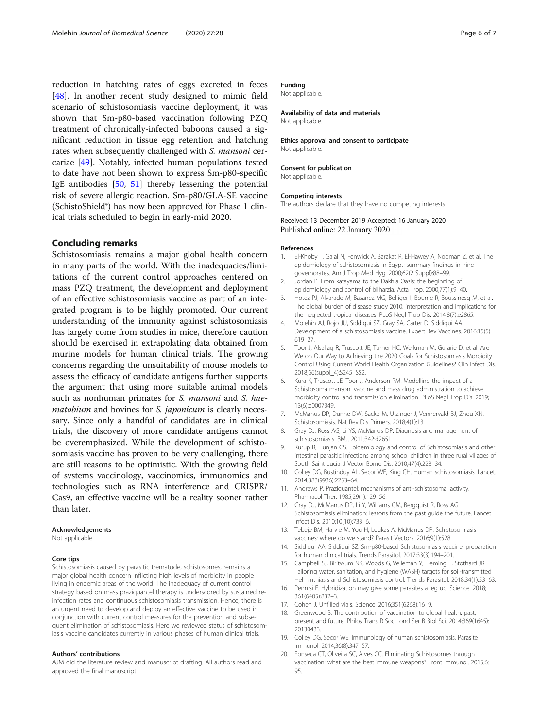reduction in hatching rates of eggs excreted in feces [48]. In another recent study designed to mimic field scenario of schistosomiasis vaccine deployment, it was shown that Sm-p80-based vaccination following PZQ treatment of chronically-infected baboons caused a significant reduction in tissue egg retention and hatching rates when subsequently challenged with *S. mansoni* cercariae [49]. Notably, infected human populations tested to date have not been shown to express Sm-p80-specific IgE antibodies [50, 51] thereby lessening the potential risk of severe allergic reaction. Sm-p80/GLA-SE vaccine (SchistoShield®) has now been approved for Phase 1 clinical trials scheduled to begin in early-mid 2020.

## Concluding remarks

Schistosomiasis remains a major global health concern in many parts of the world. With the inadequacies/limitations of the current control approaches centered on mass PZQ treatment, the development and deployment of an effective schistosomiasis vaccine as part of an integrated program is to be highly promoted. Our current understanding of the immunity against schistosomiasis has largely come from studies in mice, therefore caution should be exercised in extrapolating data obtained from murine models for human clinical trials. The growing concerns regarding the unsuitability of mouse models to assess the efficacy of candidate antigens further supports the argument that using more suitable animal models such as nonhuman primates for *S. mansoni* and *S. haematobium* and bovines for *S. japonicum* is clearly necessary. Since only a handful of candidates are in clinical trials, the discovery of more candidate antigens cannot be overemphasized. While the development of schistosomiasis vaccine has proven to be very challenging, there are still reasons to be optimistic. With the growing field of systems vaccinology, vaccinomics, immunomics and technologies such as RNA interference and CRISPR/Cas9, an effective vaccine will be a reality sooner rather than later.

#### Acknowledgements

Not applicable.

#### Core tips

Schistosomiasis caused by parasitic trematode, schistosomes, remains a major global health concern inflicting high levels of morbidity in people living in endemic areas of the world. The inadequacy of current control strategy based on mass praziquantel therapy is underscored by sustained re-infection rates and continuous schistosomiasis transmission. Hence, there is an urgent need to develop and deploy an effective vaccine to be used in conjunction with current control measures for the prevention and subsequent elimination of schistosomiasis. Here we reviewed status of schistosomiasis vaccine candidates currently in various phases of human clinical trials.

#### Authors' contributions

AJM did the literature review and manuscript drafting. All authors read and approved the final manuscript.

#### Funding

Not applicable.

#### Availability of data and materials

Not applicable.

#### Ethics approval and consent to participate

Not applicable.

#### Consent for publication

Not applicable.

#### Competing interests

The authors declare that they have no competing interests.

Received: 13 December 2019 Accepted: 16 January 2020
Published online: 22 January 2020

#### References

1. El-Khoby T, Galal N, Fenwick A, Barakat R, El-Hawey A, Nooman Z, et al. The epidemiology of schistosomiasis in Egypt: summary findings in nine governorates. Am J Trop Med Hyg. 2000;62(2 Suppl):88–99.
2. Jordan P. From katayama to the Dakhla Oasis: the beginning of epidemiology and control of bilharzia. Acta Trop. 2000;77(1):9–40.
3. Hotez PJ, Alvarado M, Basanez MG, Bolliger I, Bourne R, Boussinesq M, et al. The global burden of disease study 2010: interpretation and implications for the neglected tropical diseases. PLoS Negl Trop Dis. 2014;8(7):e2865.
4. Molehin AJ, Rojo JU, Siddiqui SZ, Gray SA, Carter D, Siddiqui AA. Development of a schistosomiasis vaccine. Expert Rev Vaccines. 2016;15(5):619–27.
5. Toor J, Alsallaq R, Truscott JE, Turner HC, Werkman M, Gurarie D, et al. Are We on Our Way to Achieving the 2020 Goals for Schistosomiasis Morbidity Control Using Current World Health Organization Guidelines? Clin Infect Dis. 2018;66(suppl_4):S245–S52.
6. Kura K, Truscott JE, Toor J, Anderson RM. Modelling the impact of a Schistosoma mansoni vaccine and mass drug administration to achieve morbidity control and transmission elimination. PLoS Negl Trop Dis. 2019;13(6):e0007349.
7. McManus DP, Dunne DW, Sacko M, Utzinger J, Vennervald BJ, Zhou XN. Schistosomiasis. Nat Rev Dis Primers. 2018;4(1):13.
8. Gray DJ, Ross AG, Li YS, McManus DP. Diagnosis and management of schistosomiasis. BMJ. 2011;342:d2651.
9. Kurup R, Hunjan GS. Epidemiology and control of Schistosomiasis and other intestinal parasitic infections among school children in three rural villages of South Saint Lucia. J Vector Borne Dis. 2010;47(4):228–34.
10. Colley DG, Bustinduy AL, Secor WE, King CH. Human schistosomiasis. Lancet. 2014;383(9936):2253–64.
11. Andrews P. Praziquantel: mechanisms of anti-schistosomal activity. Pharmacol Ther. 1985;29(1):129–56.
12. Gray DJ, McManus DP, Li Y, Williams GM, Bergquist R, Ross AG. Schistosomiasis elimination: lessons from the past guide the future. Lancet Infect Dis. 2010;10(10):733–6.
13. Tebeje BM, Harvie M, You H, Loukas A, McManus DP. Schistosomiasis vaccines: where do we stand? Parasit Vectors. 2016;9(1):528.
14. Siddiqui AA, Siddiqui SZ. Sm-p80-based Schistosomiasis vaccine: preparation for human clinical trials. Trends Parasitol. 2017;33(3):194–201.
15. Campbell SJ, Biritwum NK, Woods G, Velleman Y, Fleming F, Stothard JR. Tailoring water, sanitation, and hygiene (WASH) targets for soil-transmitted Helminthiasis and Schistosomiasis control. Trends Parasitol. 2018;34(1):53–63.
16. Pennisi E. Hybridization may give some parasites a leg up. Science. 2018;361(6405):832–3.
17. Cohen J. Unfilled vials. Science. 2016;351(6268):16–9.
18. Greenwood B. The contribution of vaccination to global health: past, present and future. Philos Trans R Soc Lond Ser B Biol Sci. 2014;369(1645):20130433.
19. Colley DG, Secor WE. Immunology of human schistosomiasis. Parasite Immunol. 2014;36(8):347–57.
20. Fonseca CT, Oliveira SC, Alves CC. Eliminating Schistosomes through vaccination: what are the best immune weapons? Front Immunol. 2015;6:95.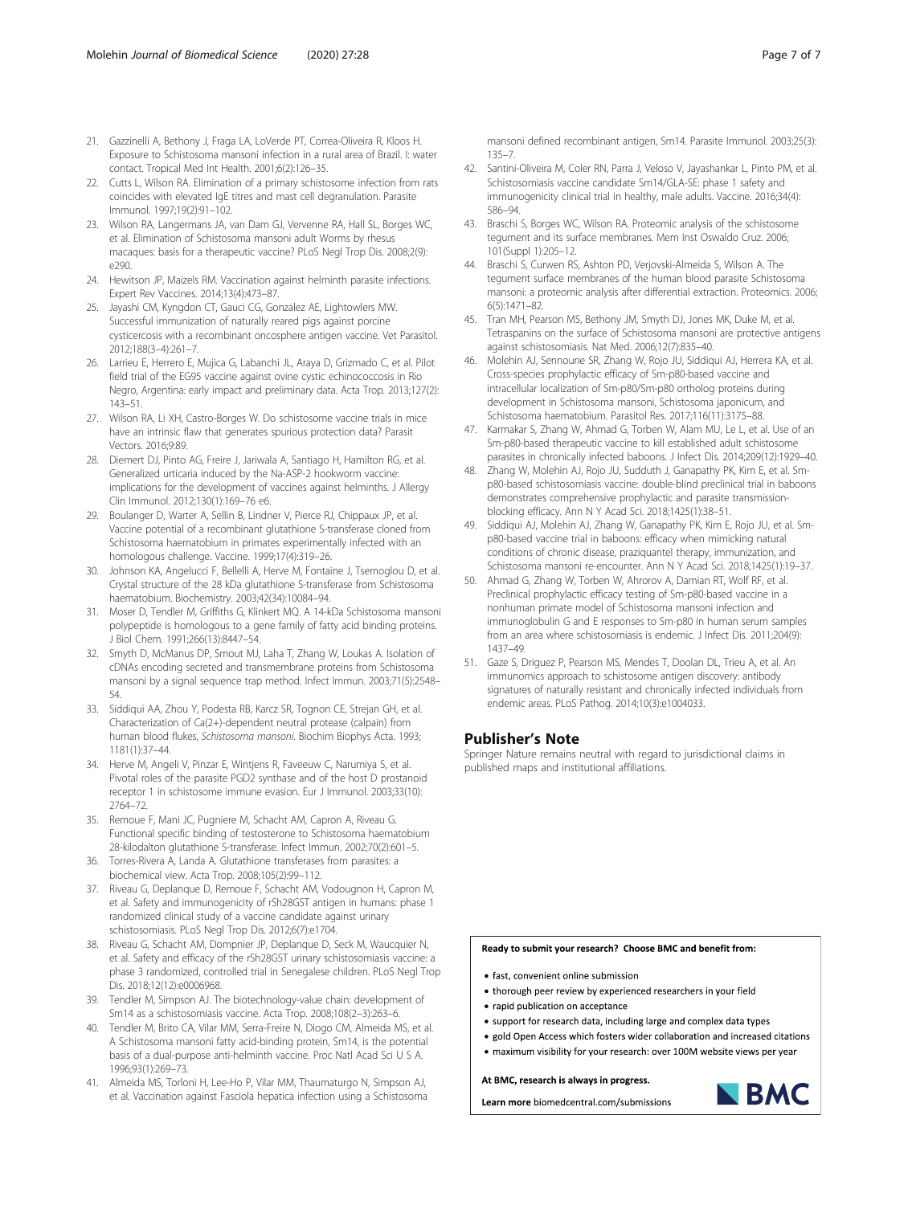21. Gazzinelli A, Bethony J, Fraga LA, LoVerde PT, Correa-Oliveira R, Kloos H. Exposure to Schistosoma mansoni infection in a rural area of Brazil. I: water contact. Tropical Med Int Health. 2001;6(2):126–35.
22. Cutts L, Wilson RA. Elimination of a primary schistosome infection from rats coincides with elevated IgE titres and mast cell degranulation. Parasite Immunol. 1997;19(2):91–102.
23. Wilson RA, Langermans JA, van Dam GJ, Vervenne RA, Hall SL, Borges WC, et al. Elimination of Schistosoma mansoni adult Worms by rhesus macaques: basis for a therapeutic vaccine? PLoS Negl Trop Dis. 2008;2(9): e290.
24. Hewitson JP, Maizels RM. Vaccination against helminth parasite infections. Expert Rev Vaccines. 2014;13(4):473–87.
25. Jayashi CM, Kyngdon CT, Gauci CG, Gonzalez AE, Lightowlers MW. Successful immunization of naturally reared pigs against porcine cysticercosis with a recombinant oncosphere antigen vaccine. Vet Parasitol. 2012;188(3–4):261–7.
26. Larrieu E, Herrero E, Mujica G, Labanchi JL, Araya D, Grizmado C, et al. Pilot field trial of the EG95 vaccine against ovine cystic echinococcosis in Rio Negro, Argentina: early impact and preliminary data. Acta Trop. 2013;127(2): 143–51.
27. Wilson RA, Li XH, Castro-Borges W. Do schistosome vaccine trials in mice have an intrinsic flaw that generates spurious protection data? Parasit Vectors. 2016;9:89.
28. Diemert DJ, Pinto AG, Freire J, Jariwala A, Santiago H, Hamilton RG, et al. Generalized urticaria induced by the Na-ASP-2 hookworm vaccine: implications for the development of vaccines against helminths. J Allergy Clin Immunol. 2012;130(1):169–76 e6.
29. Boulanger D, Warter A, Sellin B, Lindner V, Pierce RJ, Chippaux JP, et al. Vaccine potential of a recombinant glutathione S-transferase cloned from Schistosoma haematobium in primates experimentally infected with an homologous challenge. Vaccine. 1999;17(4):319–26.
30. Johnson KA, Angelucci F, Bellelli A, Herve M, Fontaine J, Tsernoglou D, et al. Crystal structure of the 28 kDa glutathione S-transferase from Schistosoma haematobium. Biochemistry. 2003;42(34):10084–94.
31. Moser D, Tendler M, Griffiths G, Klinkert MQ. A 14-kDa Schistosoma mansoni polypeptide is homologous to a gene family of fatty acid binding proteins. J Biol Chem. 1991;266(13):8447–54.
32. Smyth D, McManus DP, Smout MJ, Laha T, Zhang W, Loukas A. Isolation of cDNAs encoding secreted and transmembrane proteins from Schistosoma mansoni by a signal sequence trap method. Infect Immun. 2003;71(5):2548–54.
33. Siddiqui AA, Zhou Y, Podesta RB, Karcz SR, Tognon CE, Strejan GH, et al. Characterization of Ca(2+)-dependent neutral protease (calpain) from human blood flukes, *Schistosoma mansoni*. Biochim Biophys Acta. 1993; 1181(1):37–44.
34. Herve M, Angeli V, Pinzar E, Wintjens R, Faveeuw C, Narumiya S, et al. Pivotal roles of the parasite PGD2 synthase and of the host D prostanoid receptor 1 in schistosome immune evasion. Eur J Immunol. 2003;33(10): 2764–72.
35. Remoue F, Mani JC, Pugniere M, Schacht AM, Capron A, Riveau G. Functional specific binding of testosterone to Schistosoma haematobium 28-kilodalton glutathione S-transferase. Infect Immun. 2002;70(2):601–5.
36. Torres-Rivera A, Landa A. Glutathione transferases from parasites: a biochemical view. Acta Trop. 2008;105(2):99–112.
37. Riveau G, Deplanque D, Remoue F, Schacht AM, Vodougnon H, Capron M, et al. Safety and immunogenicity of rSh28GST antigen in humans: phase 1 randomized clinical study of a vaccine candidate against urinary schistosomiasis. PLoS Negl Trop Dis. 2012;6(7):e1704.
38. Riveau G, Schacht AM, Dompnier JP, Deplanque D, Seck M, Waucquier N, et al. Safety and efficacy of the rSh28GST urinary schistosomiasis vaccine: a phase 3 randomized, controlled trial in Senegalese children. PLoS Negl Trop Dis. 2018;12(12):e0006968.
39. Tendler M, Simpson AJ. The biotechnology-value chain: development of Sm14 as a schistosomiasis vaccine. Acta Trop. 2008;108(2–3):263–6.
40. Tendler M, Brito CA, Vilar MM, Serra-Freire N, Diogo CM, Almeida MS, et al. A Schistosoma mansoni fatty acid-binding protein, Sm14, is the potential basis of a dual-purpose anti-helminth vaccine. Proc Natl Acad Sci U S A. 1996;93(1):269–73.
41. Almeida MS, Torloni H, Lee-Ho P, Vilar MM, Thaumaturgo N, Simpson AJ, et al. Vaccination against Fasciola hepatica infection using a Schistosoma mansoni defined recombinant antigen, Sm14. Parasite Immunol. 2003;25(3): 135–7.
42. Santini-Oliveira M, Coler RN, Parra J, Veloso V, Jayashankar L, Pinto PM, et al. Schistosomiasis vaccine candidate Sm14/GLA-SE: phase 1 safety and immunogenicity clinical trial in healthy, male adults. Vaccine. 2016;34(4): 586–94.
43. Braschi S, Borges WC, Wilson RA. Proteomic analysis of the schistosome tegument and its surface membranes. Mem Inst Oswaldo Cruz. 2006; 101(Suppl 1):205–12.
44. Braschi S, Curwen RS, Ashton PD, Verjovski-Almeida S, Wilson A. The tegument surface membranes of the human blood parasite Schistosoma mansoni: a proteomic analysis after differential extraction. Proteomics. 2006; 6(5):1471–82.
45. Tran MH, Pearson MS, Bethony JM, Smyth DJ, Jones MK, Duke M, et al. Tetraspanins on the surface of Schistosoma mansoni are protective antigens against schistosomiasis. Nat Med. 2006;12(7):835–40.
46. Molehin AJ, Sennoune SR, Zhang W, Rojo JU, Siddiqui AJ, Herrera KA, et al. Cross-species prophylactic efficacy of Sm-p80-based vaccine and intracellular localization of Sm-p80/Sm-p80 ortholog proteins during development in Schistosoma mansoni, Schistosoma japonicum, and Schistosoma haematobium. Parasitol Res. 2017;116(11):3175–88.
47. Karmakar S, Zhang W, Ahmad G, Torben W, Alam MU, Le L, et al. Use of an Sm-p80-based therapeutic vaccine to kill established adult schistosome parasites in chronically infected baboons. J Infect Dis. 2014;209(12):1929–40.
48. Zhang W, Molehin AJ, Rojo JU, Sudduth J, Ganapathy PK, Kim E, et al. Sm-p80-based schistosomiasis vaccine: double-blind preclinical trial in baboons demonstrates comprehensive prophylactic and parasite transmission-blocking efficacy. Ann N Y Acad Sci. 2018;1425(1):38–51.
49. Siddiqui AJ, Molehin AJ, Zhang W, Ganapathy PK, Kim E, Rojo JU, et al. Sm-p80-based vaccine trial in baboons: efficacy when mimicking natural conditions of chronic disease, praziquantel therapy, immunization, and Schistosoma mansoni re-encounter. Ann N Y Acad Sci. 2018;1425(1):19–37.
50. Ahmad G, Zhang W, Torben W, Ahrorov A, Damian RT, Wolf RF, et al. Preclinical prophylactic efficacy testing of Sm-p80-based vaccine in a nonhuman primate model of Schistosoma mansoni infection and immunoglobulin G and E responses to Sm-p80 in human serum samples from an area where schistosomiasis is endemic. J Infect Dis. 2011;204(9): 1437–49.
51. Gaze S, Driguez P, Pearson MS, Mendes T, Doolan DL, Trieu A, et al. An immunomics approach to schistosome antigen discovery: antibody signatures of naturally resistant and chronically infected individuals from endemic areas. PLoS Pathog. 2014;10(3):e1004033.

## Publisher's Note

Springer Nature remains neutral with regard to jurisdictional claims in published maps and institutional affiliations.

**Ready to submit your research? Choose BMC and benefit from:**

- fast, convenient online submission
- thorough peer review by experienced researchers in your field
- rapid publication on acceptance
- support for research data, including large and complex data types
- gold Open Access which fosters wider collaboration and increased citations
- maximum visibility for your research: over 100M website views per year

**At BMC, research is always in progress.**

**Learn more** biomedcentral.com/submissions

BMC